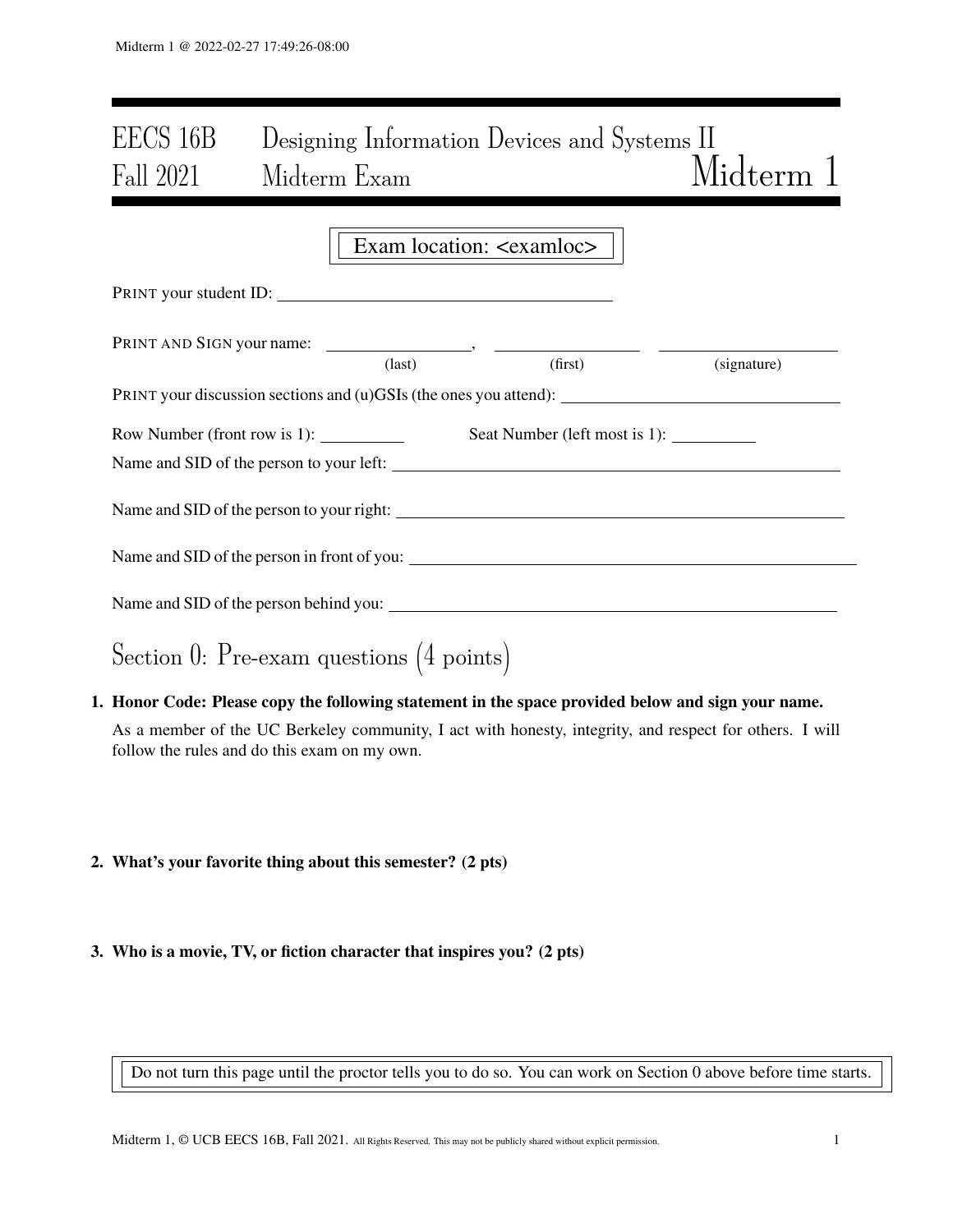# EECS 16B Designing Information Devices and Systems II
# Fall 2021 Midterm Exam — Midterm 1

Exam location: <examloc>

PRINT your student ID: ________________________________

PRINT AND SIGN your name: ________________ (last), ________________ (first) ________________ (signature)

PRINT your discussion sections and (u)GSIs (the ones you attend): ________________________________

Row Number (front row is 1): __________ Seat Number (left most is 1): __________

Name and SID of the person to your left: ________________________________

Name and SID of the person to your right: ________________________________

Name and SID of the person in front of you: ________________________________

Name and SID of the person behind you: ________________________________

## Section 0: Pre-exam questions (4 points)

**1. Honor Code: Please copy the following statement in the space provided below and sign your name.**

As a member of the UC Berkeley community, I act with honesty, integrity, and respect for others. I will follow the rules and do this exam on my own.

**2. What's your favorite thing about this semester? (2 pts)**

**3. Who is a movie, TV, or fiction character that inspires you? (2 pts)**

Do not turn this page until the proctor tells you to do so. You can work on Section 0 above before time starts.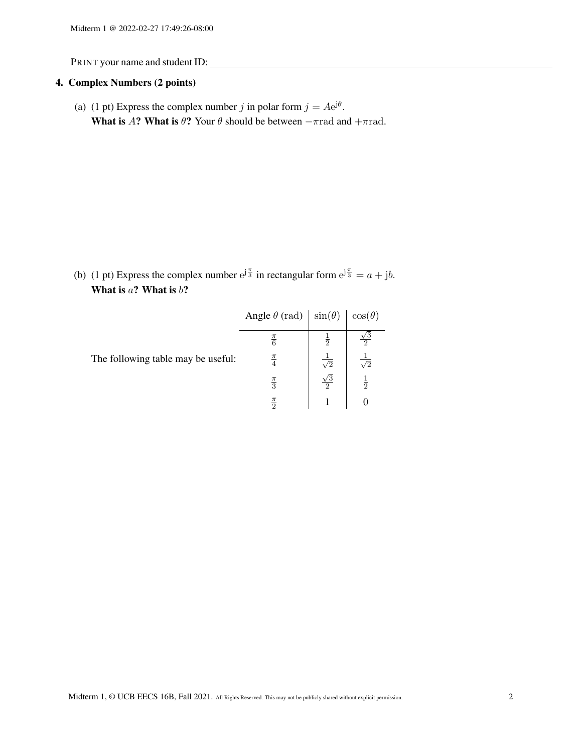PRINT your name and student ID: ____________________

## 4. Complex Numbers (2 points)

(a) (1 pt) Express the complex number $j$ in polar form $j = Ae^{j\theta}$.
**What is $A$? What is $\theta$?** Your $\theta$ should be between $-\pi \text{rad}$ and $+\pi \text{rad}$.

(b) (1 pt) Express the complex number $e^{j\frac{\pi}{3}}$ in rectangular form $e^{j\frac{\pi}{3}} = a + jb$.
**What is $a$? What is $b$?**

The following table may be useful:

| Angle $\theta$ (rad) | $\sin(\theta)$ | $\cos(\theta)$ |
|---|---|---|
| $\frac{\pi}{6}$ | $\frac{1}{2}$ | $\frac{\sqrt{3}}{2}$ |
| $\frac{\pi}{4}$ | $\frac{1}{\sqrt{2}}$ | $\frac{1}{\sqrt{2}}$ |
| $\frac{\pi}{3}$ | $\frac{\sqrt{3}}{2}$ | $\frac{1}{2}$ |
| $\frac{\pi}{2}$ | $1$ | $0$ |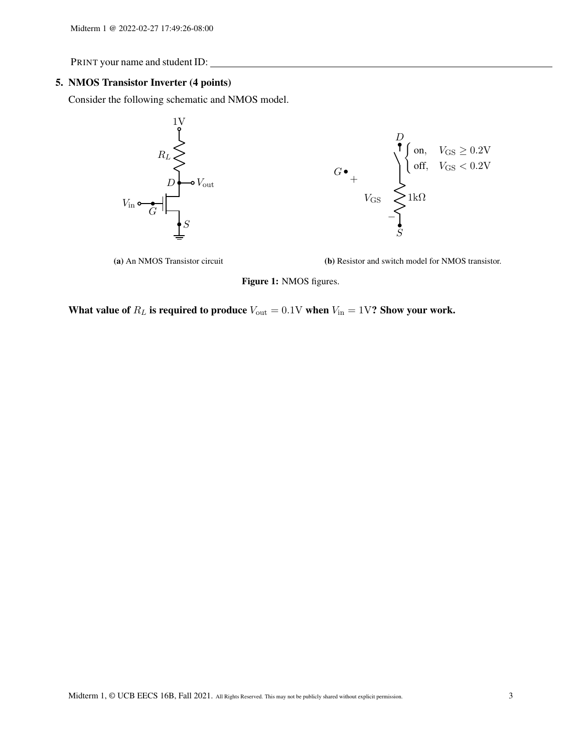PRINT your name and student ID: ______________________________________________

## 5. NMOS Transistor Inverter (4 points)

Consider the following schematic and NMOS model.

**(a)** An NMOS Transistor circuit

**(b)** Resistor and switch model for NMOS transistor.

**Figure 1:** NMOS figures.

**What value of $R_L$ is required to produce $V_{\text{out}} = 0.1\text{V}$ when $V_{\text{in}} = 1\text{V}$? Show your work.**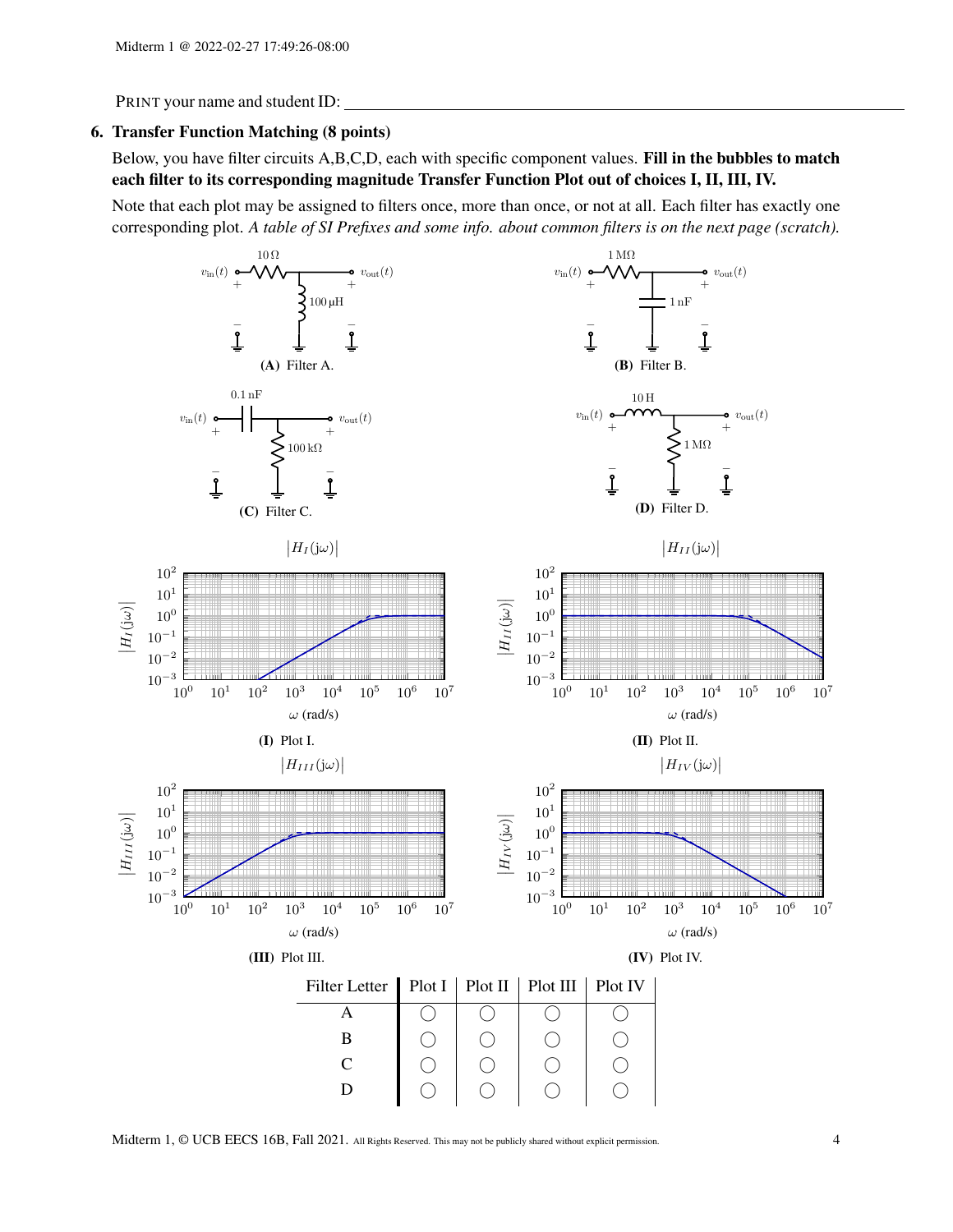PRINT your name and student ID: ____________________

### 6. Transfer Function Matching (8 points)

Below, you have filter circuits A,B,C,D, each with specific component values. **Fill in the bubbles to match each filter to its corresponding magnitude Transfer Function Plot out of choices I, II, III, IV.**

Note that each plot may be assigned to filters once, more than once, or not at all. Each filter has exactly one corresponding plot. *A table of SI Prefixes and some info. about common filters is on the next page (scratch).*

$10\,\Omega$, $100\,\mu\text{H}$, $v_{\text{in}}(t)$, $v_{\text{out}}(t)$

**(A)** Filter A.

$1\,\text{M}\Omega$, $1\,\text{nF}$, $v_{\text{in}}(t)$, $v_{\text{out}}(t)$

**(B)** Filter B.

$0.1\,\text{nF}$, $100\,\text{k}\Omega$, $v_{\text{in}}(t)$, $v_{\text{out}}(t)$

**(C)** Filter C.

$10\,\text{H}$, $1\,\text{M}\Omega$, $v_{\text{in}}(t)$, $v_{\text{out}}(t)$

**(D)** Filter D.

$|H_I(j\omega)|$

**(I)** Plot I.

$|H_{II}(j\omega)|$

**(II)** Plot II.

$|H_{III}(j\omega)|$

**(III)** Plot III.

$|H_{IV}(j\omega)|$

**(IV)** Plot IV.

| Filter Letter | Plot I | Plot II | Plot III | Plot IV |
|---|---|---|---|---|
| A | ◯ | ◯ | ◯ | ◯ |
| B | ◯ | ◯ | ◯ | ◯ |
| C | ◯ | ◯ | ◯ | ◯ |
| D | ◯ | ◯ | ◯ | ◯ |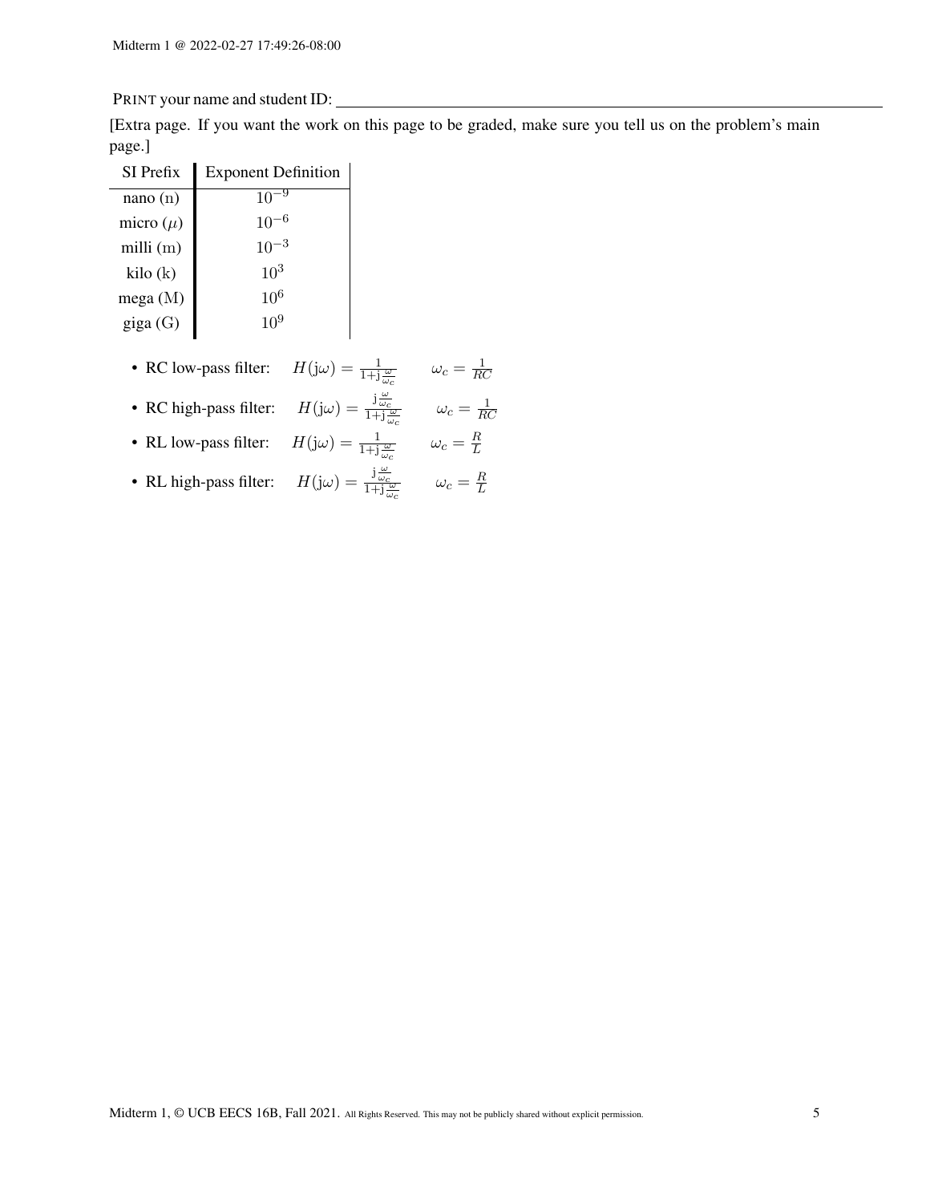PRINT your name and student ID: ____________________

[Extra page. If you want the work on this page to be graded, make sure you tell us on the problem's main page.]

| SI Prefix | Exponent Definition |
|---|---|
| nano (n) | $10^{-9}$ |
| micro ($\mu$) | $10^{-6}$ |
| milli (m) | $10^{-3}$ |
| kilo (k) | $10^{3}$ |
| mega (M) | $10^{6}$ |
| giga (G) | $10^{9}$ |

- RC low-pass filter: $H(\mathrm{j}\omega) = \frac{1}{1+\mathrm{j}\frac{\omega}{\omega_c}}$ $\quad \omega_c = \frac{1}{RC}$
- RC high-pass filter: $H(\mathrm{j}\omega) = \frac{\mathrm{j}\frac{\omega}{\omega_c}}{1+\mathrm{j}\frac{\omega}{\omega_c}}$ $\quad \omega_c = \frac{1}{RC}$
- RL low-pass filter: $H(\mathrm{j}\omega) = \frac{1}{1+\mathrm{j}\frac{\omega}{\omega_c}}$ $\quad \omega_c = \frac{R}{L}$
- RL high-pass filter: $H(\mathrm{j}\omega) = \frac{\mathrm{j}\frac{\omega}{\omega_c}}{1+\mathrm{j}\frac{\omega}{\omega_c}}$ $\quad \omega_c = \frac{R}{L}$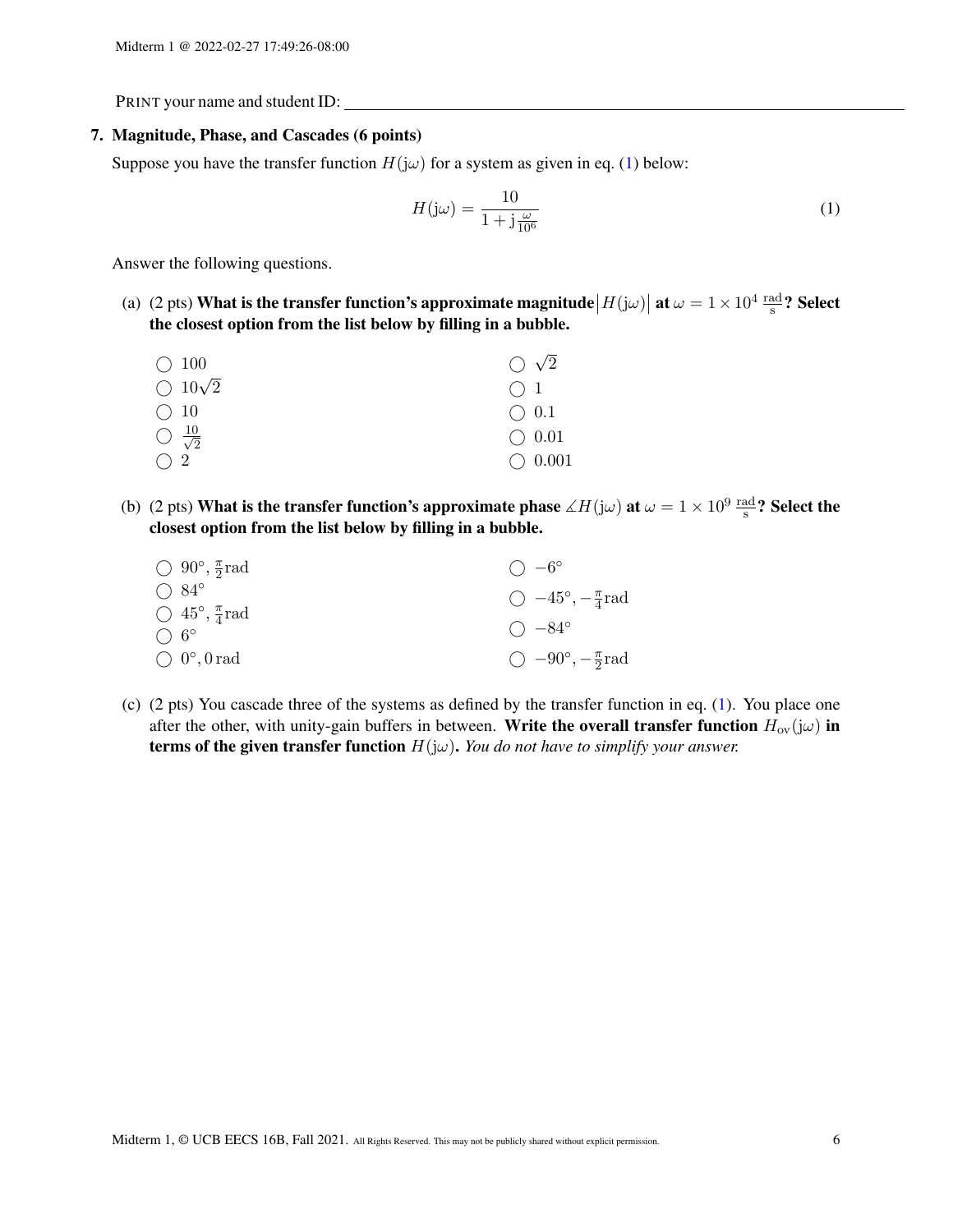PRINT your name and student ID: \_\_\_\_\_\_\_\_\_\_\_\_\_\_\_\_\_\_\_\_\_\_\_\_\_\_\_\_\_\_\_\_\_\_\_\_\_\_\_\_

**7. Magnitude, Phase, and Cascades (6 points)**

Suppose you have the transfer function $H(\mathrm{j}\omega)$ for a system as given in eq. (1) below:

$$H(\mathrm{j}\omega) = \frac{10}{1 + \mathrm{j}\frac{\omega}{10^6}} \tag{1}$$

Answer the following questions.

(a) (2 pts) **What is the transfer function's approximate magnitude $\left|H(\mathrm{j}\omega)\right|$ at $\omega = 1 \times 10^4 \,\frac{\text{rad}}{\text{s}}$? Select the closest option from the list below by filling in a bubble.**

- ○ $100$
- ○ $10\sqrt{2}$
- ○ $10$
- ○ $\frac{10}{\sqrt{2}}$
- ○ $2$
- ○ $\sqrt{2}$
- ○ $1$
- ○ $0.1$
- ○ $0.01$
- ○ $0.001$

(b) (2 pts) **What is the transfer function's approximate phase $\measuredangle H(\mathrm{j}\omega)$ at $\omega = 1 \times 10^9 \,\frac{\text{rad}}{\text{s}}$? Select the closest option from the list below by filling in a bubble.**

- ○ $90^\circ, \frac{\pi}{2}\,\text{rad}$
- ○ $84^\circ$
- ○ $45^\circ, \frac{\pi}{4}\,\text{rad}$
- ○ $6^\circ$
- ○ $0^\circ, 0\,\text{rad}$
- ○ $-6^\circ$
- ○ $-45^\circ, -\frac{\pi}{4}\,\text{rad}$
- ○ $-84^\circ$
- ○ $-90^\circ, -\frac{\pi}{2}\,\text{rad}$

(c) (2 pts) You cascade three of the systems as defined by the transfer function in eq. (1). You place one after the other, with unity-gain buffers in between. **Write the overall transfer function $H_{\text{ov}}(\mathrm{j}\omega)$ in terms of the given transfer function $H(\mathrm{j}\omega)$.** *You do not have to simplify your answer.*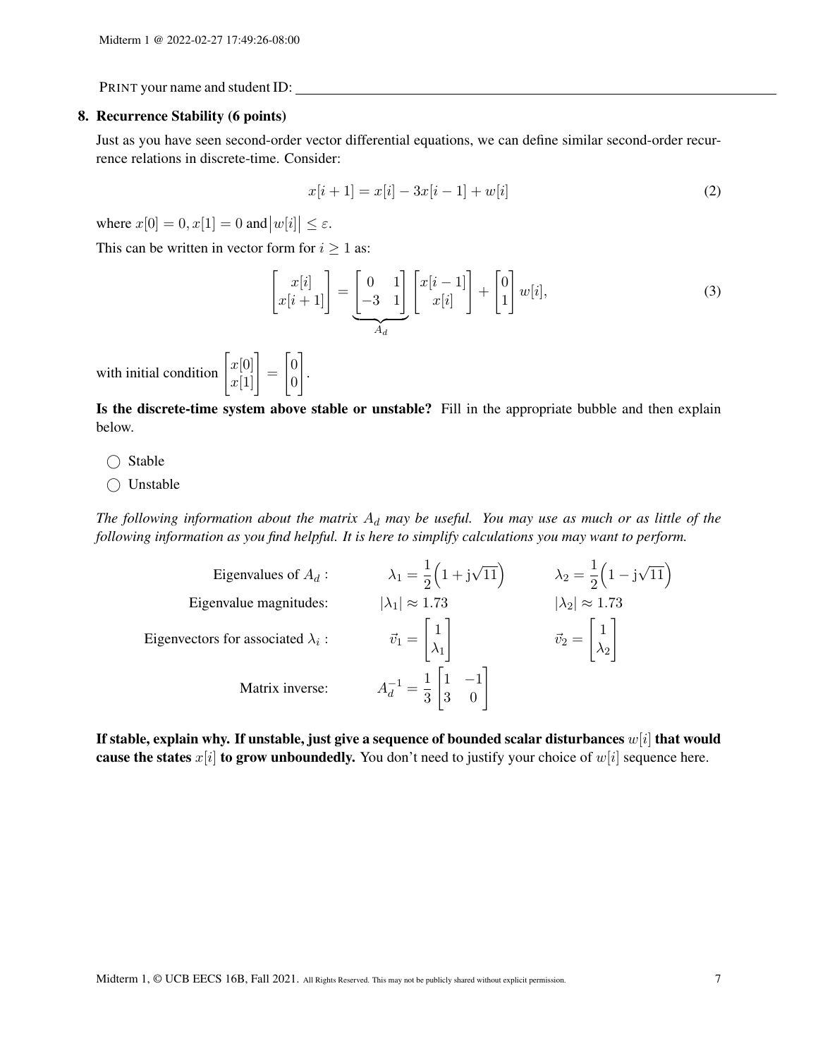PRINT your name and student ID:

## 8. Recurrence Stability (6 points)

Just as you have seen second-order vector differential equations, we can define similar second-order recurrence relations in discrete-time. Consider:

$$x[i+1] = x[i] - 3x[i-1] + w[i] \tag{2}$$

where $x[0] = 0, x[1] = 0$ and $\left|w[i]\right| \leq \varepsilon$.

This can be written in vector form for $i \geq 1$ as:

$$\begin{bmatrix} x[i] \\ x[i+1] \end{bmatrix} = \underbrace{\begin{bmatrix} 0 & 1 \\ -3 & 1 \end{bmatrix}}_{A_d} \begin{bmatrix} x[i-1] \\ x[i] \end{bmatrix} + \begin{bmatrix} 0 \\ 1 \end{bmatrix} w[i], \tag{3}$$

with initial condition $\begin{bmatrix} x[0] \\ x[1] \end{bmatrix} = \begin{bmatrix} 0 \\ 0 \end{bmatrix}$.

**Is the discrete-time system above stable or unstable?** Fill in the appropriate bubble and then explain below.

◯ Stable

◯ Unstable

*The following information about the matrix $A_d$ may be useful. You may use as much or as little of the following information as you find helpful. It is here to simplify calculations you may want to perform.*

| | | |
|---|---|---|
| Eigenvalues of $A_d$ : | $\lambda_1 = \frac{1}{2}\left(1 + \mathrm{j}\sqrt{11}\right)$ | $\lambda_2 = \frac{1}{2}\left(1 - \mathrm{j}\sqrt{11}\right)$ |
| Eigenvalue magnitudes: | $\lvert\lambda_1\rvert \approx 1.73$ | $\lvert\lambda_2\rvert \approx 1.73$ |
| Eigenvectors for associated $\lambda_i$ : | $\vec{v}_1 = \begin{bmatrix} 1 \\ \lambda_1 \end{bmatrix}$ | $\vec{v}_2 = \begin{bmatrix} 1 \\ \lambda_2 \end{bmatrix}$ |
| Matrix inverse: | $A_d^{-1} = \frac{1}{3}\begin{bmatrix} 1 & -1 \\ 3 & 0 \end{bmatrix}$ | |

**If stable, explain why. If unstable, just give a sequence of bounded scalar disturbances $w[i]$ that would cause the states $x[i]$ to grow unboundedly.** You don't need to justify your choice of $w[i]$ sequence here.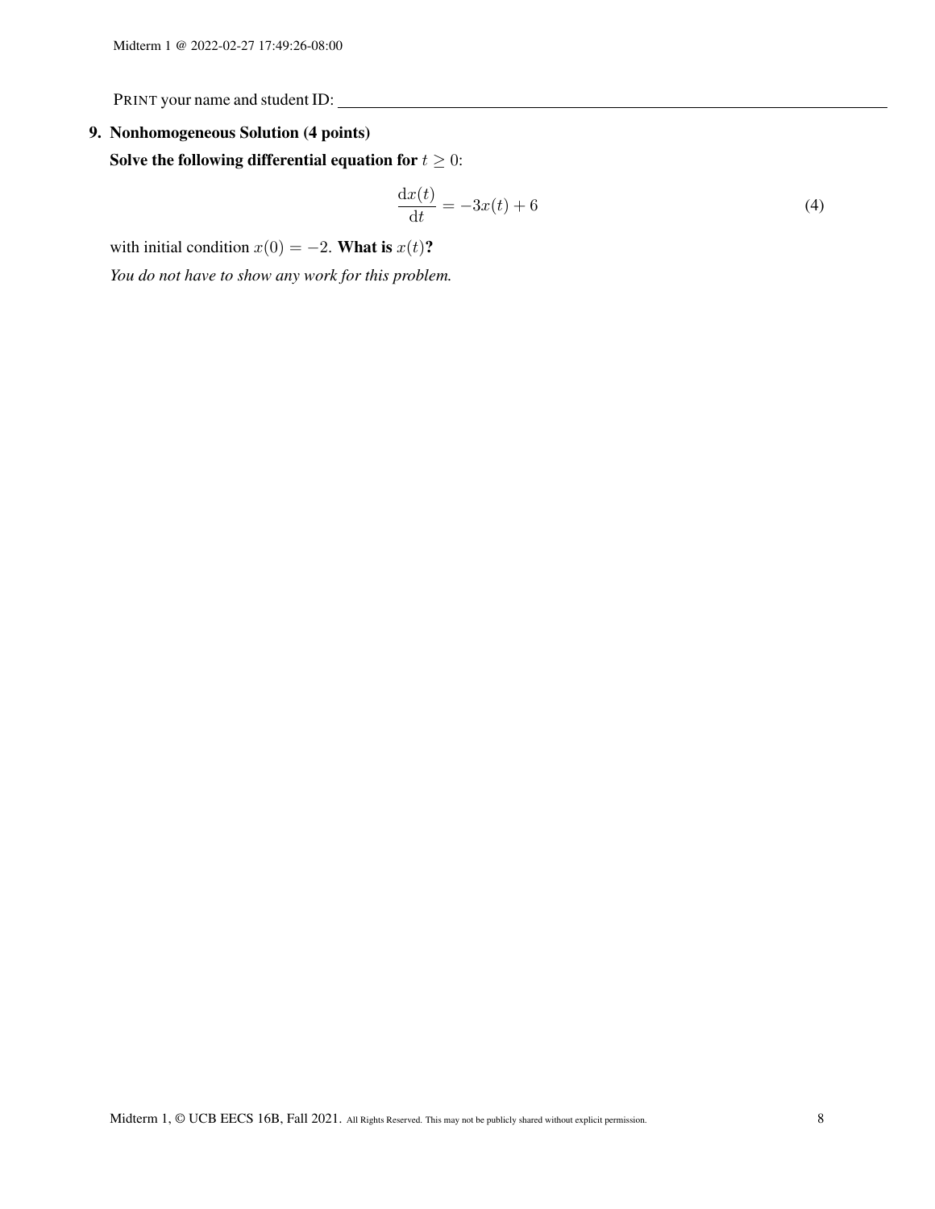PRINT your name and student ID: ____________________

**9. Nonhomogeneous Solution (4 points)**

**Solve the following differential equation for** $t \geq 0$:

$$\frac{\mathrm{d}x(t)}{\mathrm{d}t} = -3x(t) + 6 \tag{4}$$

with initial condition $x(0) = -2$. **What is** $x(t)$**?**

*You do not have to show any work for this problem.*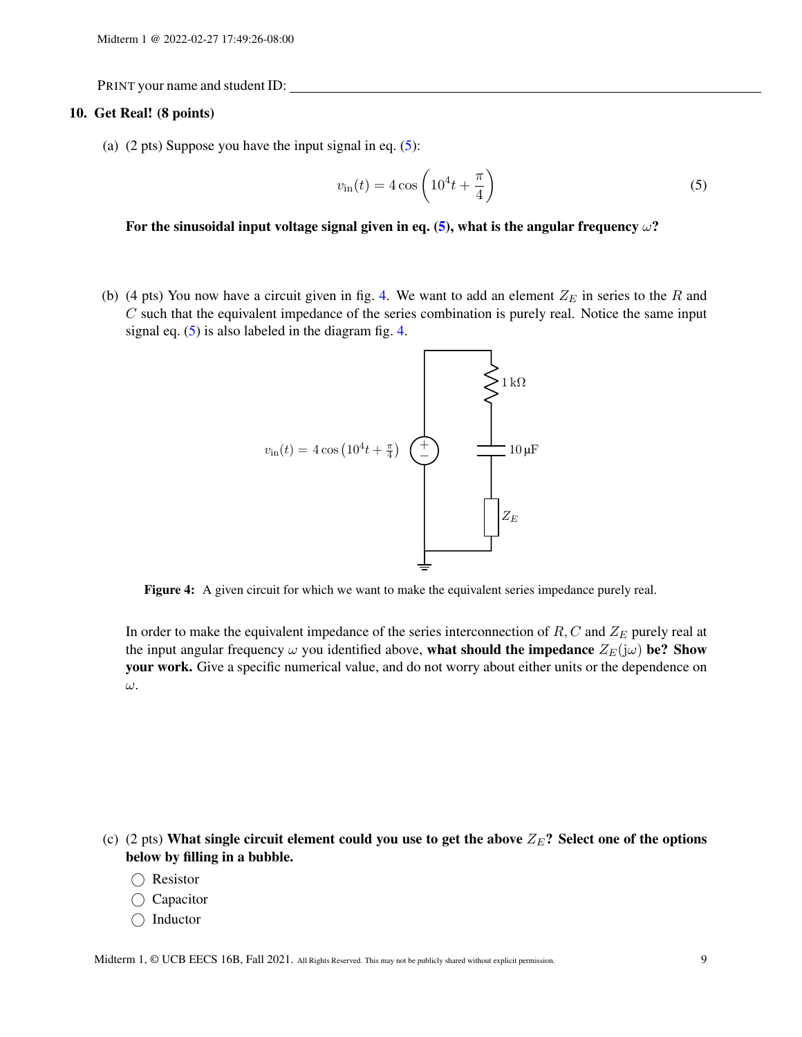PRINT your name and student ID: ____________________________________________

## 10. Get Real! (8 points)

(a) (2 pts) Suppose you have the input signal in eq. (5):

$$v_{\text{in}}(t) = 4\cos\left(10^4 t + \frac{\pi}{4}\right) \tag{5}$$

**For the sinusoidal input voltage signal given in eq. (5), what is the angular frequency $\omega$?**

(b) (4 pts) You now have a circuit given in fig. 4. We want to add an element $Z_E$ in series to the $R$ and $C$ such that the equivalent impedance of the series combination is purely real. Notice the same input signal eq. (5) is also labeled in the diagram fig. 4.

$v_{\text{in}}(t) = 4\cos\left(10^4 t + \frac{\pi}{4}\right)$, $1\,\text{k}\Omega$, $10\,\mu\text{F}$, $Z_E$

**Figure 4:** A given circuit for which we want to make the equivalent series impedance purely real.

In order to make the equivalent impedance of the series interconnection of $R, C$ and $Z_E$ purely real at the input angular frequency $\omega$ you identified above, **what should the impedance $Z_E(\mathrm{j}\omega)$ be? Show your work.** Give a specific numerical value, and do not worry about either units or the dependence on $\omega$.

(c) (2 pts) **What single circuit element could you use to get the above $Z_E$? Select one of the options below by filling in a bubble.**

◯ Resistor

◯ Capacitor

◯ Inductor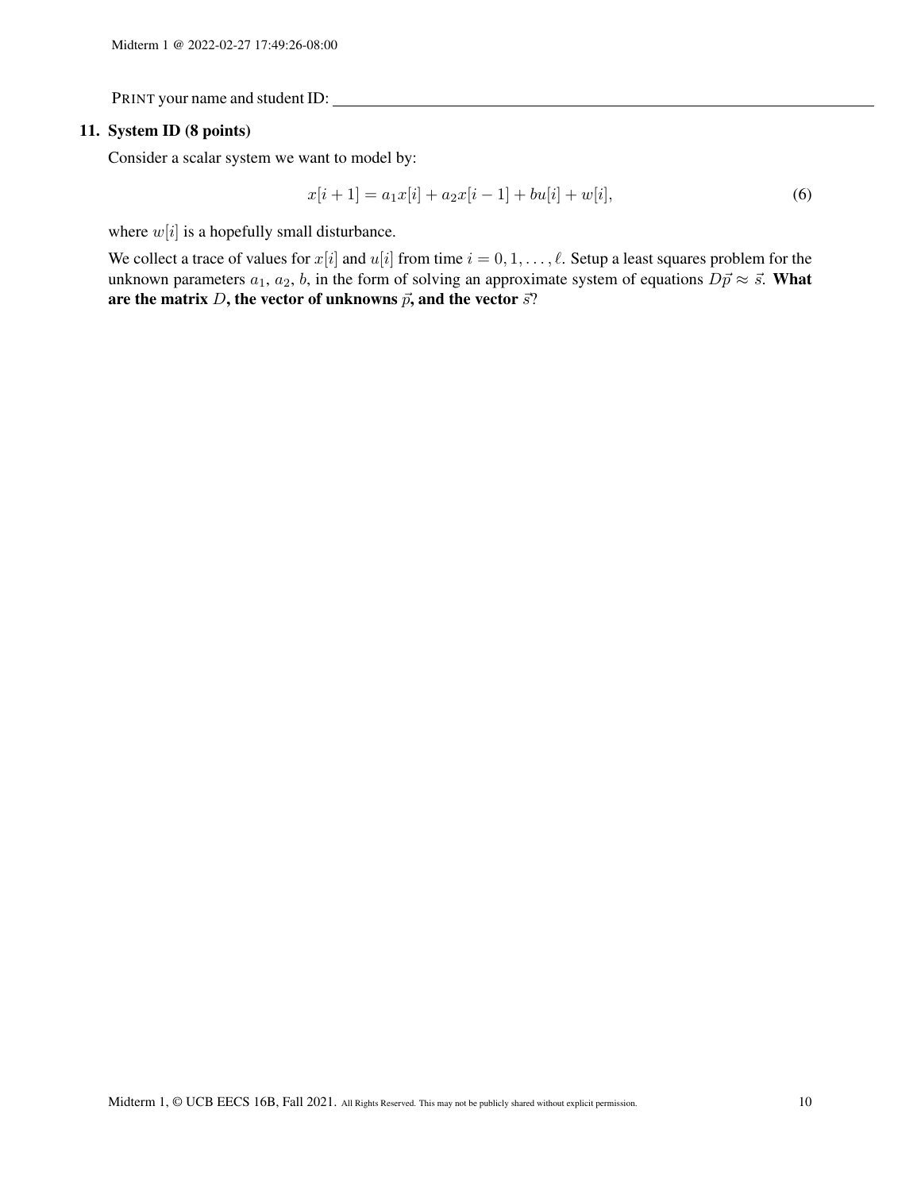PRINT your name and student ID: ________________________________________

**11. System ID (8 points)**

Consider a scalar system we want to model by:

$$x[i+1] = a_1 x[i] + a_2 x[i-1] + bu[i] + w[i], \tag{6}$$

where $w[i]$ is a hopefully small disturbance.

We collect a trace of values for $x[i]$ and $u[i]$ from time $i = 0, 1, \ldots, \ell$. Setup a least squares problem for the unknown parameters $a_1$, $a_2$, $b$, in the form of solving an approximate system of equations $D\vec{p} \approx \vec{s}$. **What are the matrix $D$, the vector of unknowns $\vec{p}$, and the vector $\vec{s}$?**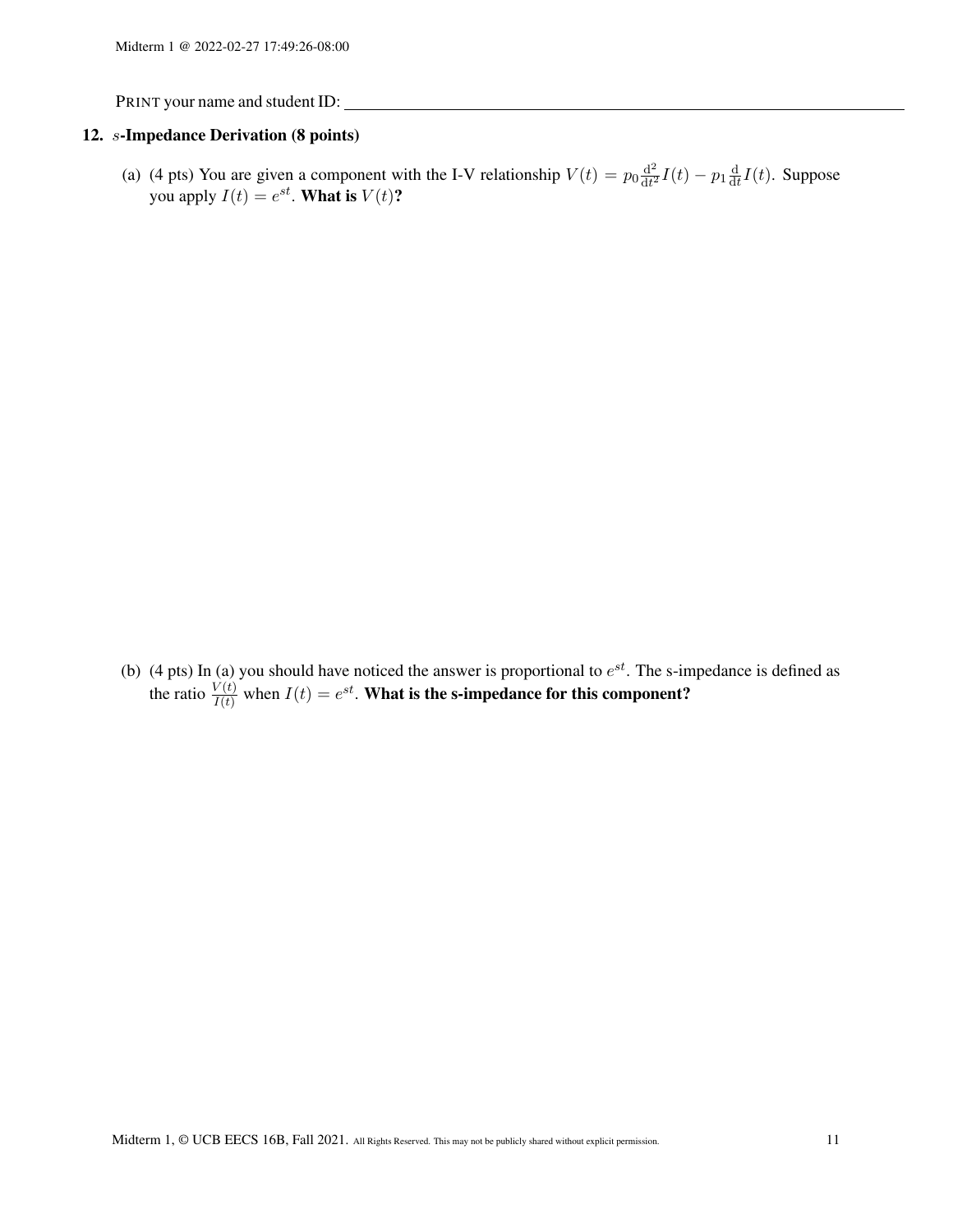PRINT your name and student ID: ___________________________________________

## 12. $s$-Impedance Derivation (8 points)

(a) (4 pts) You are given a component with the I-V relationship $V(t) = p_0 \frac{\mathrm{d}^2}{\mathrm{d}t^2} I(t) - p_1 \frac{\mathrm{d}}{\mathrm{d}t} I(t)$. Suppose you apply $I(t) = e^{st}$. **What is $V(t)$?**

(b) (4 pts) In (a) you should have noticed the answer is proportional to $e^{st}$. The s-impedance is defined as the ratio $\frac{V(t)}{I(t)}$ when $I(t) = e^{st}$. **What is the s-impedance for this component?**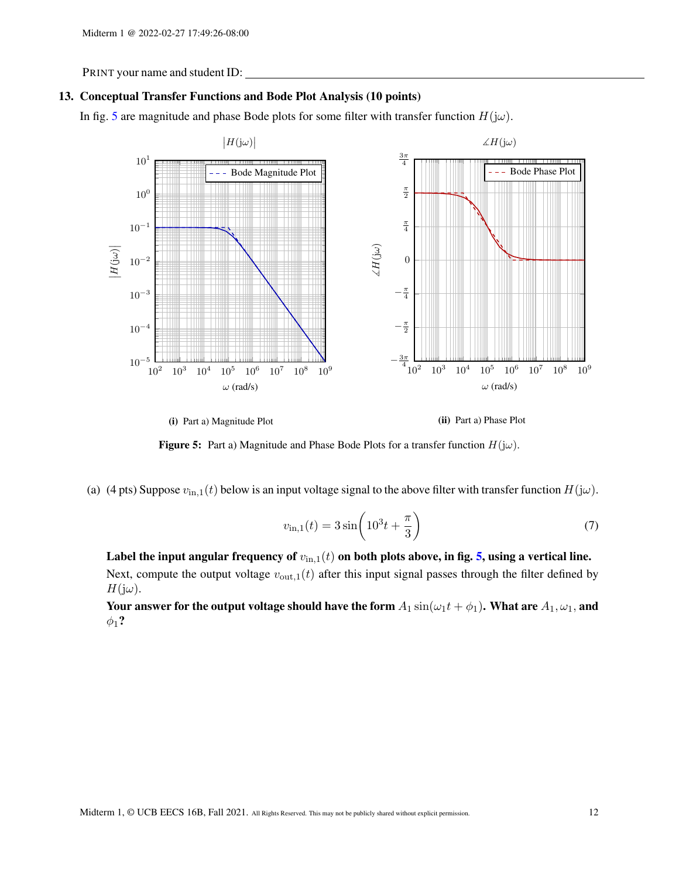PRINT your name and student ID: ___________________________________________

### 13. Conceptual Transfer Functions and Bode Plot Analysis (10 points)

In fig. 5 are magnitude and phase Bode plots for some filter with transfer function $H(j\omega)$.

(i) Part a) Magnitude Plot

(ii) Part a) Phase Plot

**Figure 5:** Part a) Magnitude and Phase Bode Plots for a transfer function $H(j\omega)$.

(a) (4 pts) Suppose $v_{\text{in},1}(t)$ below is an input voltage signal to the above filter with transfer function $H(j\omega)$.

$$v_{\text{in},1}(t) = 3\sin\left(10^3 t + \frac{\pi}{3}\right) \tag{7}$$

**Label the input angular frequency of $v_{\text{in},1}(t)$ on both plots above, in fig. 5, using a vertical line.**

Next, compute the output voltage $v_{\text{out},1}(t)$ after this input signal passes through the filter defined by $H(j\omega)$.

**Your answer for the output voltage should have the form $A_1 \sin(\omega_1 t + \phi_1)$. What are $A_1, \omega_1$, and $\phi_1$?**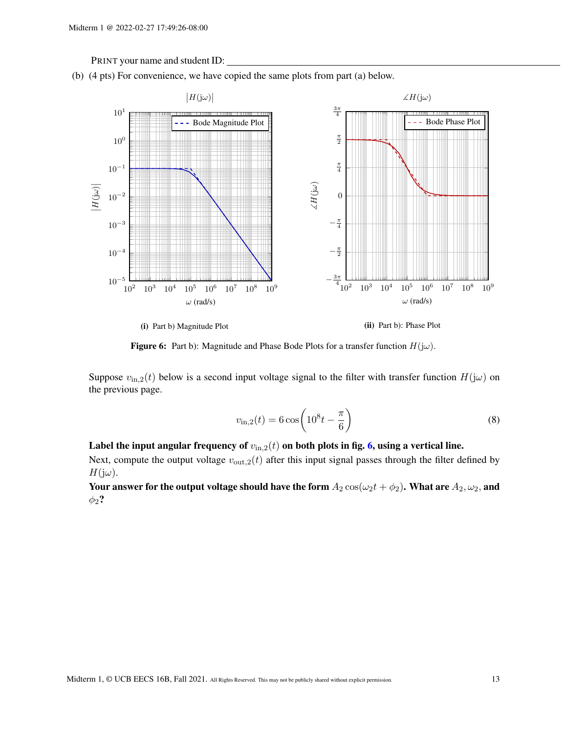PRINT your name and student ID: ___

(b) (4 pts) For convenience, we have copied the same plots from part (a) below.

**(i)** Part b) Magnitude Plot

**(ii)** Part b): Phase Plot

**Figure 6:** Part b): Magnitude and Phase Bode Plots for a transfer function $H(j\omega)$.

Suppose $v_{\text{in},2}(t)$ below is a second input voltage signal to the filter with transfer function $H(j\omega)$ on the previous page.

$$v_{\text{in},2}(t) = 6\cos\left(10^8 t - \frac{\pi}{6}\right) \tag{8}$$

**Label the input angular frequency of $v_{\text{in},2}(t)$ on both plots in fig. 6, using a vertical line.**

Next, compute the output voltage $v_{\text{out},2}(t)$ after this input signal passes through the filter defined by $H(j\omega)$.

**Your answer for the output voltage should have the form $A_2\cos(\omega_2 t + \phi_2)$. What are $A_2, \omega_2$, and $\phi_2$?**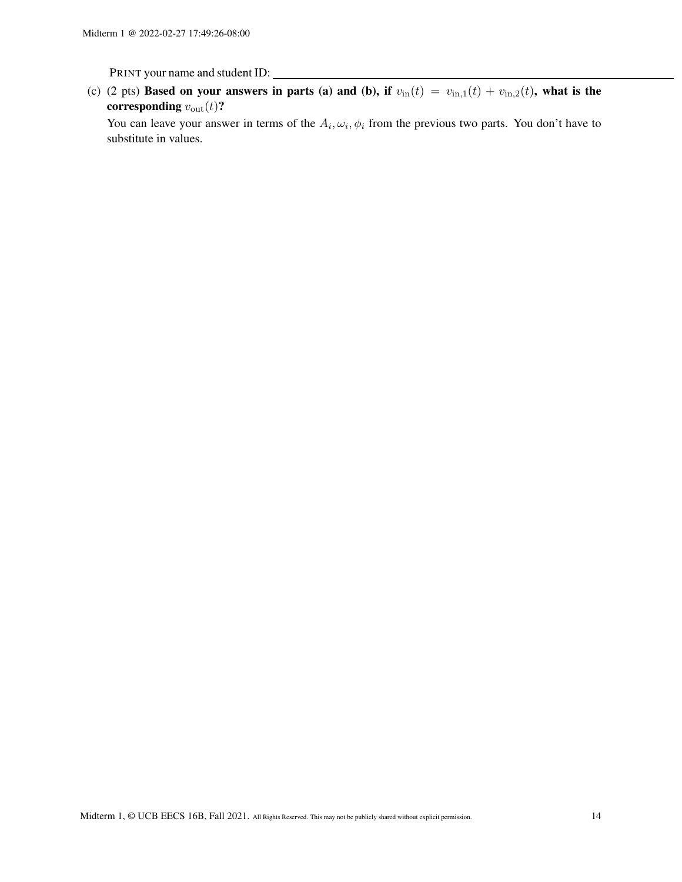PRINT your name and student ID: ______________________________

(c) (2 pts) **Based on your answers in parts (a) and (b), if $v_{\text{in}}(t) = v_{\text{in},1}(t) + v_{\text{in},2}(t)$, what is the corresponding $v_{\text{out}}(t)$?**

You can leave your answer in terms of the $A_i, \omega_i, \phi_i$ from the previous two parts. You don't have to substitute in values.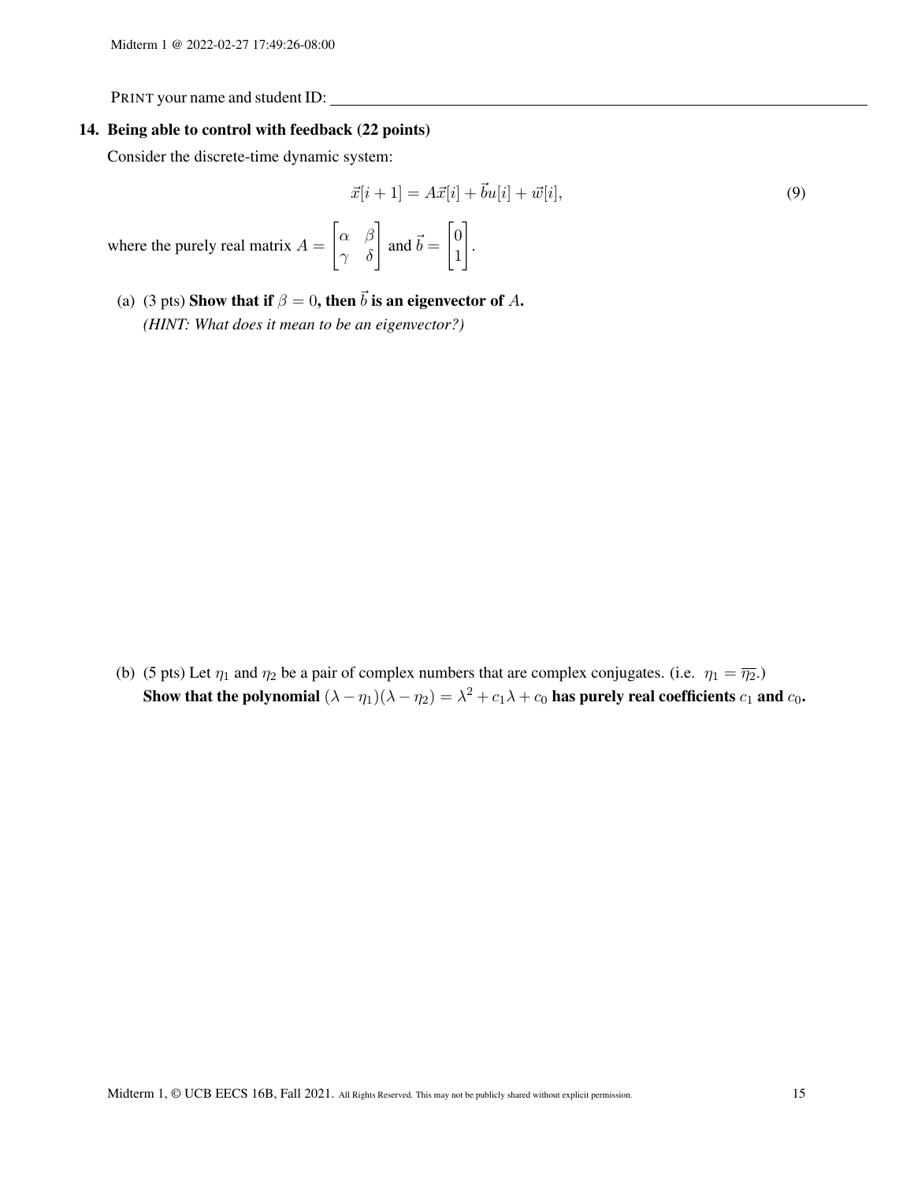PRINT your name and student ID: ____________________

**14. Being able to control with feedback (22 points)**

Consider the discrete-time dynamic system:

$$\vec{x}[i+1] = A\vec{x}[i] + \vec{b}u[i] + \vec{w}[i], \tag{9}$$

where the purely real matrix $A = \begin{bmatrix} \alpha & \beta \\ \gamma & \delta \end{bmatrix}$ and $\vec{b} = \begin{bmatrix} 0 \\ 1 \end{bmatrix}$.

(a) (3 pts) **Show that if $\beta = 0$, then $\vec{b}$ is an eigenvector of $A$.**
*(HINT: What does it mean to be an eigenvector?)*

(b) (5 pts) Let $\eta_1$ and $\eta_2$ be a pair of complex numbers that are complex conjugates. (i.e. $\eta_1 = \overline{\eta_2}$.)
**Show that the polynomial $(\lambda - \eta_1)(\lambda - \eta_2) = \lambda^2 + c_1\lambda + c_0$ has purely real coefficients $c_1$ and $c_0$.**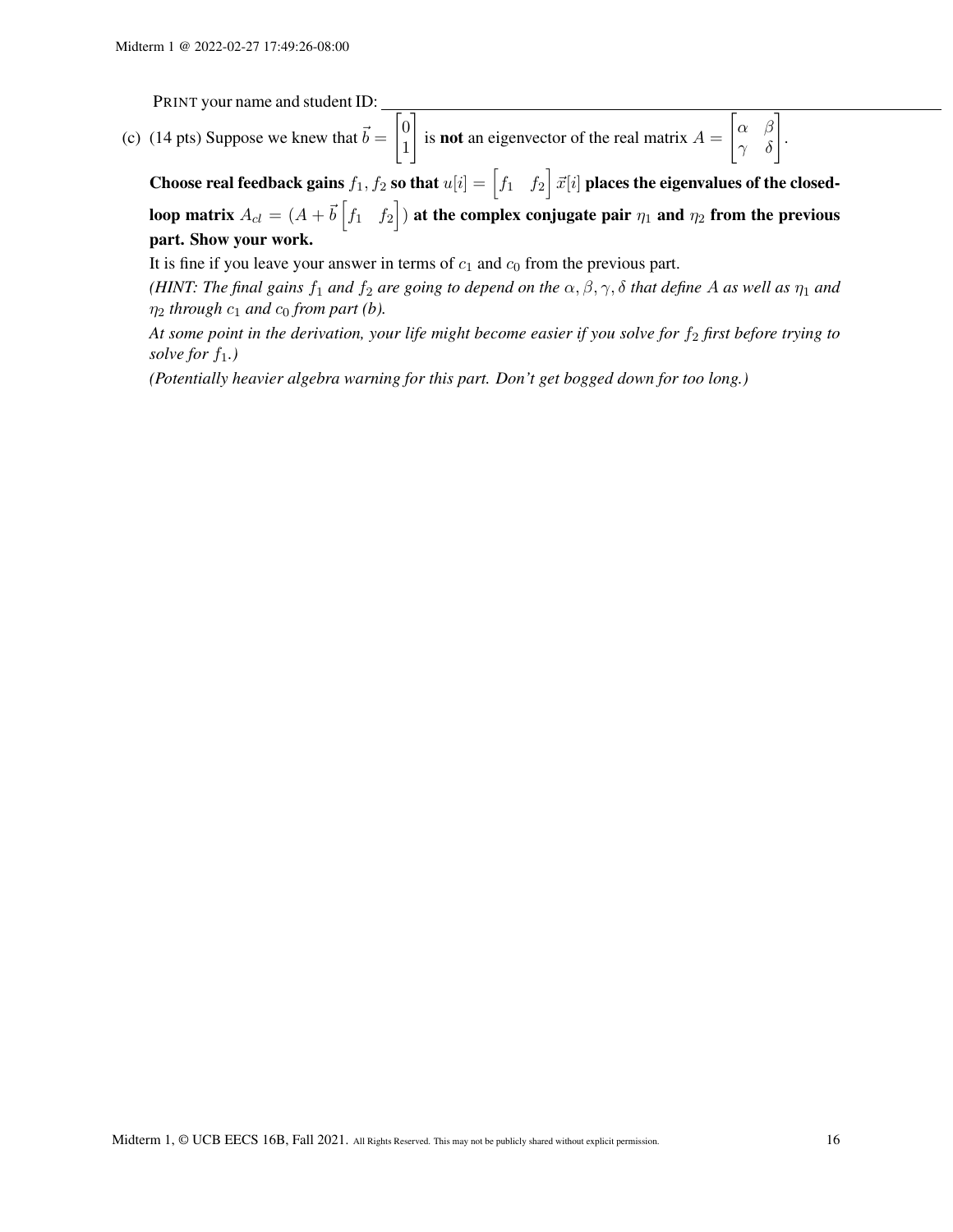PRINT your name and student ID: ______________________________

(c) (14 pts) Suppose we knew that $\vec{b} = \begin{bmatrix} 0 \\ 1 \end{bmatrix}$ is **not** an eigenvector of the real matrix $A = \begin{bmatrix} \alpha & \beta \\ \gamma & \delta \end{bmatrix}$.

**Choose real feedback gains $f_1, f_2$ so that $u[i] = \begin{bmatrix} f_1 & f_2 \end{bmatrix} \vec{x}[i]$ places the eigenvalues of the closed-loop matrix $A_{cl} = (A + \vec{b} \begin{bmatrix} f_1 & f_2 \end{bmatrix})$ at the complex conjugate pair $\eta_1$ and $\eta_2$ from the previous part. Show your work.**

It is fine if you leave your answer in terms of $c_1$ and $c_0$ from the previous part.

*(HINT: The final gains $f_1$ and $f_2$ are going to depend on the $\alpha, \beta, \gamma, \delta$ that define $A$ as well as $\eta_1$ and $\eta_2$ through $c_1$ and $c_0$ from part (b).*

*At some point in the derivation, your life might become easier if you solve for $f_2$ first before trying to solve for $f_1$.)*

*(Potentially heavier algebra warning for this part. Don't get bogged down for too long.)*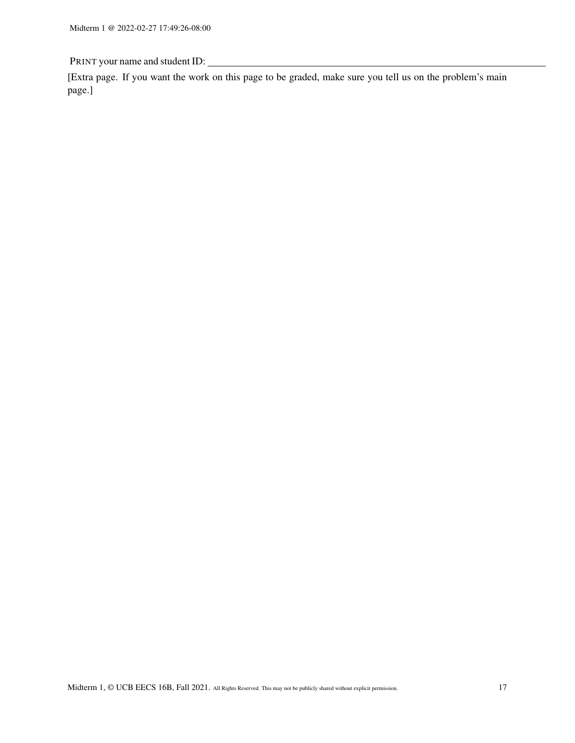PRINT your name and student ID: ____________________

[Extra page. If you want the work on this page to be graded, make sure you tell us on the problem's main page.]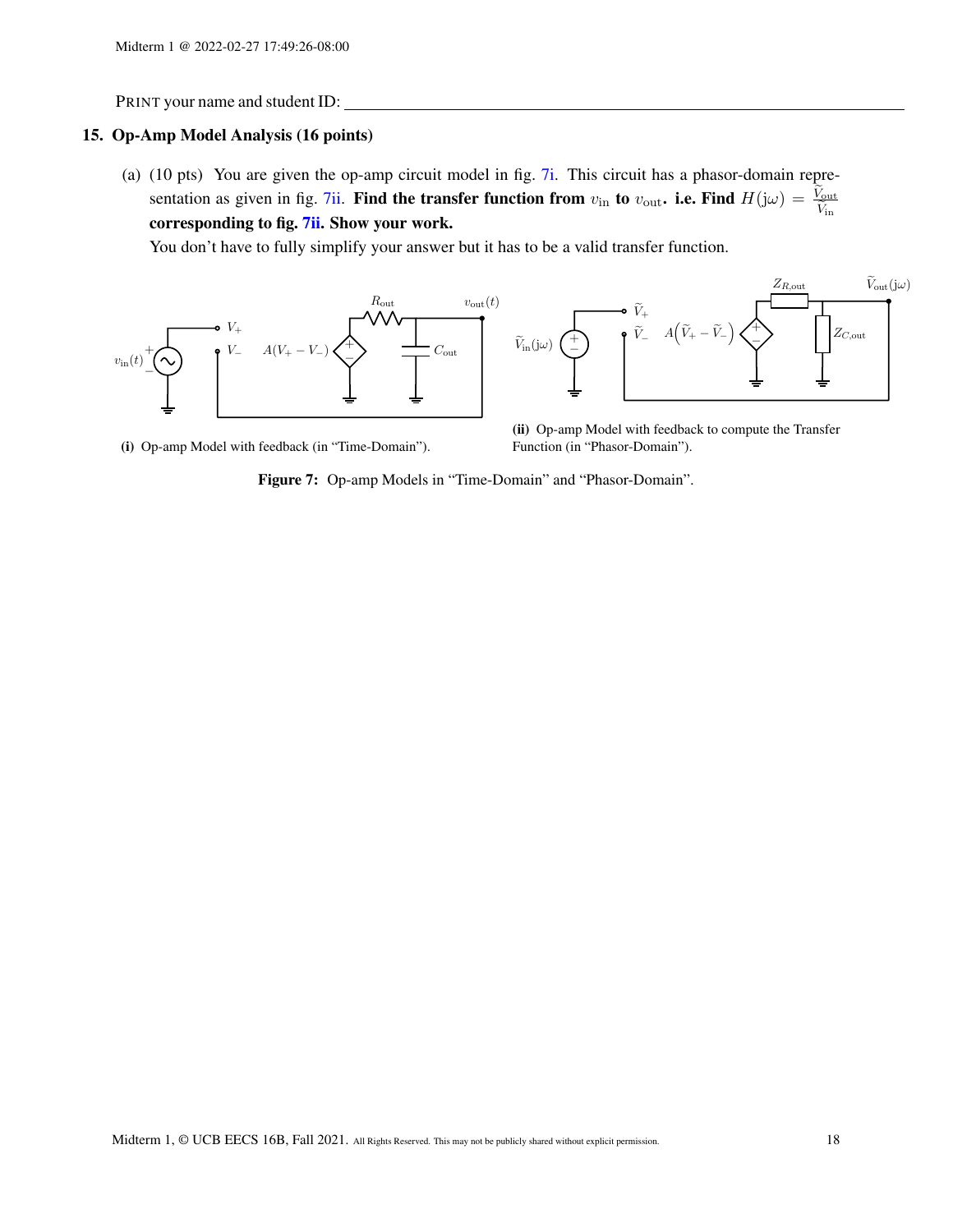PRINT your name and student ID: \_\_\_\_\_\_\_\_\_\_\_\_\_\_\_\_\_\_\_\_\_\_\_\_\_\_\_\_\_\_

## 15. Op-Amp Model Analysis (16 points)

(a) (10 pts) You are given the op-amp circuit model in fig. 7i. This circuit has a phasor-domain representation as given in fig. 7ii. **Find the transfer function from $v_{\text{in}}$ to $v_{\text{out}}$. i.e. Find $H(\mathrm{j}\omega) = \frac{\widetilde{V}_{\text{out}}}{\widetilde{V}_{\text{in}}}$ corresponding to fig. 7ii. Show your work.**

You don't have to fully simplify your answer but it has to be a valid transfer function.

**(i)** Op-amp Model with feedback (in "Time-Domain").

**(ii)** Op-amp Model with feedback to compute the Transfer Function (in "Phasor-Domain").

**Figure 7:** Op-amp Models in "Time-Domain" and "Phasor-Domain".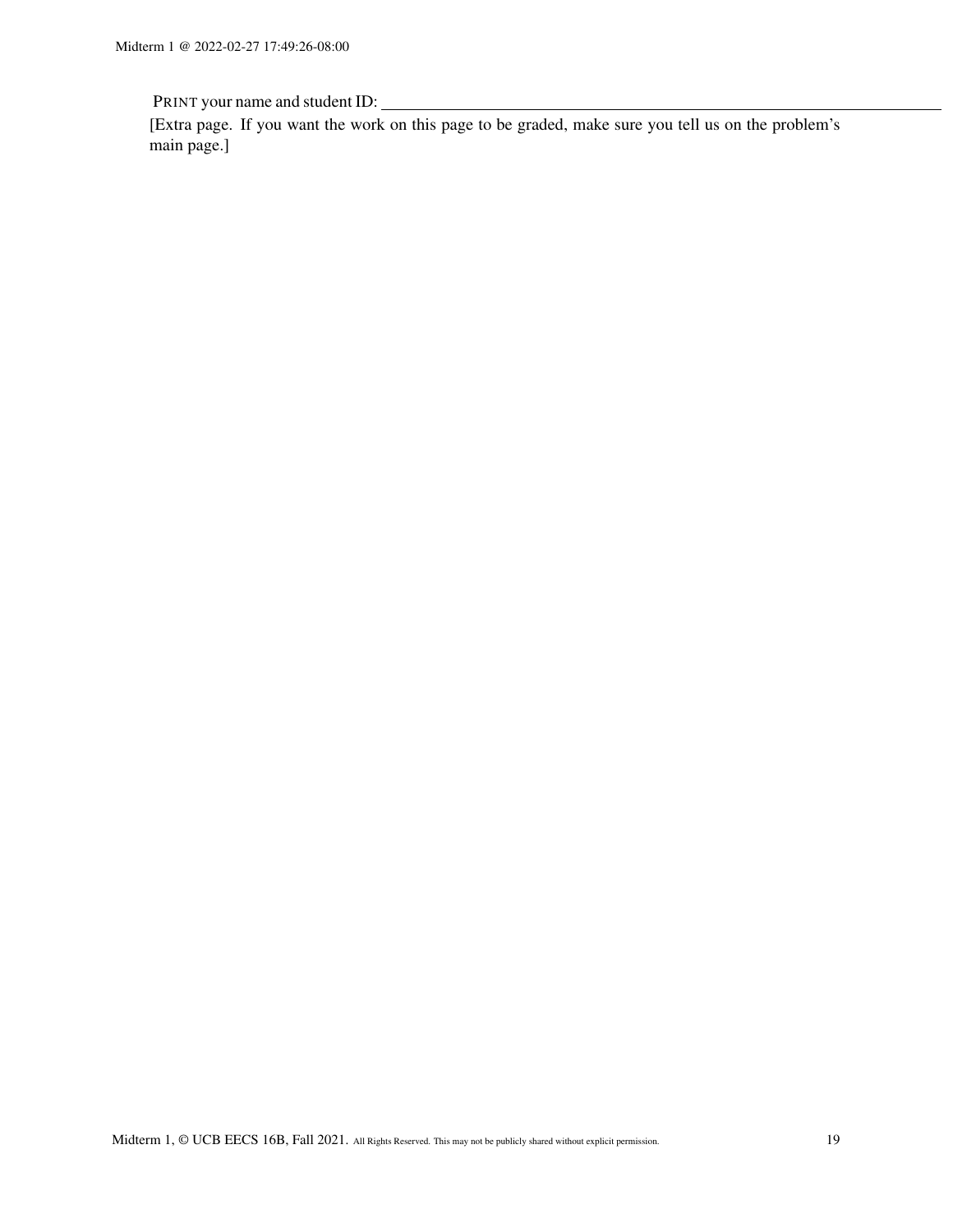PRINT your name and student ID: ____________________

[Extra page. If you want the work on this page to be graded, make sure you tell us on the problem's main page.]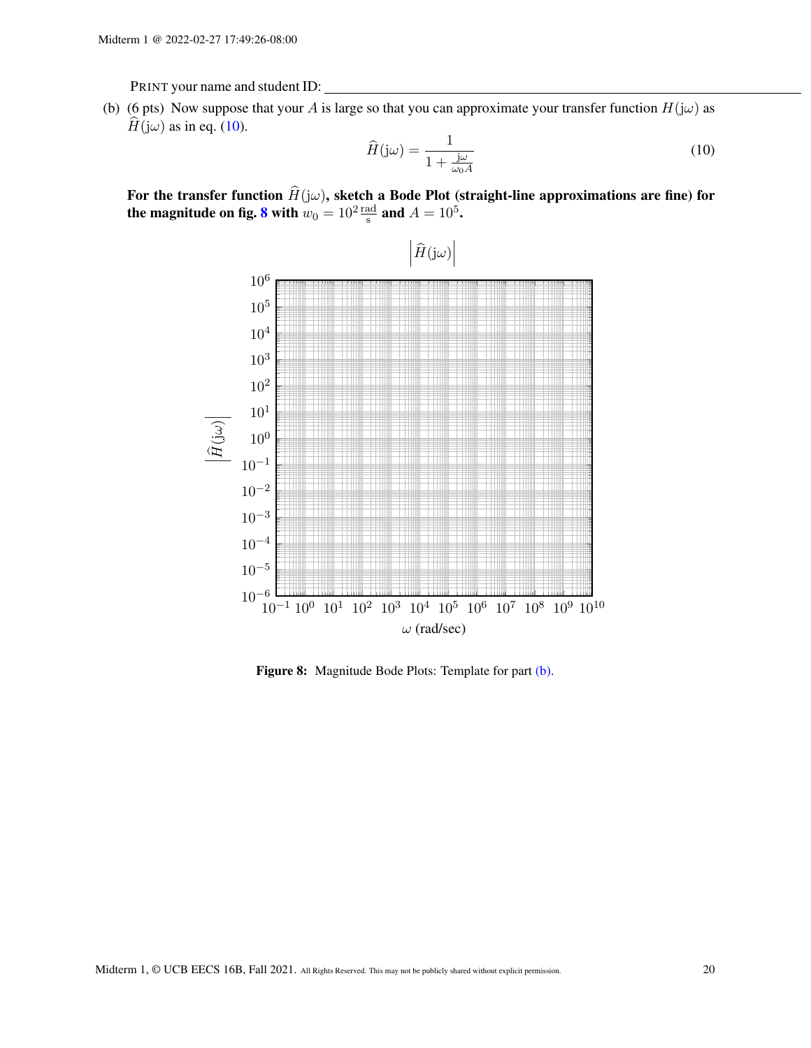PRINT your name and student ID: ____________________

(b) (6 pts) Now suppose that your $A$ is large so that you can approximate your transfer function $H(j\omega)$ as $\widehat{H}(j\omega)$ as in eq. (10).

$$\widehat{H}(j\omega) = \frac{1}{1 + \frac{j\omega}{\omega_0 A}} \tag{10}$$

**For the transfer function $\widehat{H}(j\omega)$, sketch a Bode Plot (straight-line approximations are fine) for the magnitude on fig. 8 with $w_0 = 10^2 \frac{\text{rad}}{\text{s}}$ and $A = 10^5$.**

$\left|\widehat{H}(j\omega)\right|$

Vertical axis: $\left|\widehat{H}(j\omega)\right|$, from $10^{-6}$ to $10^{6}$

Horizontal axis: $\omega$ (rad/sec), from $10^{-1}$ to $10^{10}$

**Figure 8:** Magnitude Bode Plots: Template for part (b).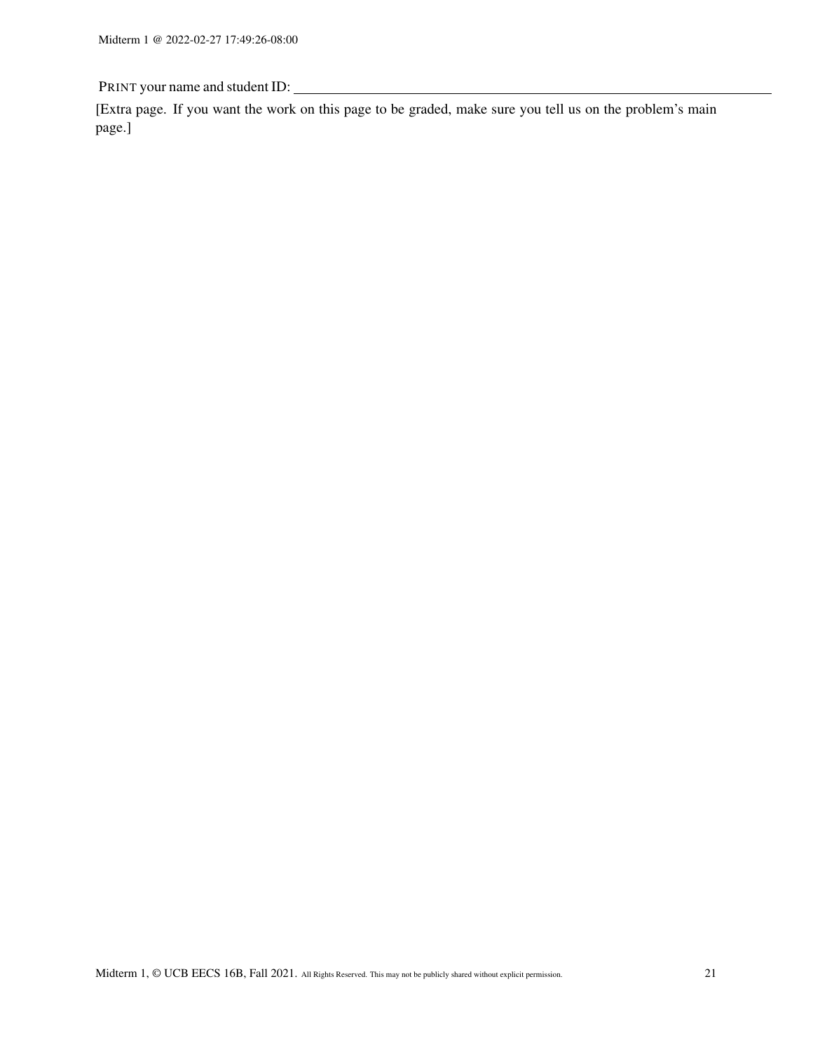PRINT your name and student ID: ____________________

[Extra page. If you want the work on this page to be graded, make sure you tell us on the problem's main page.]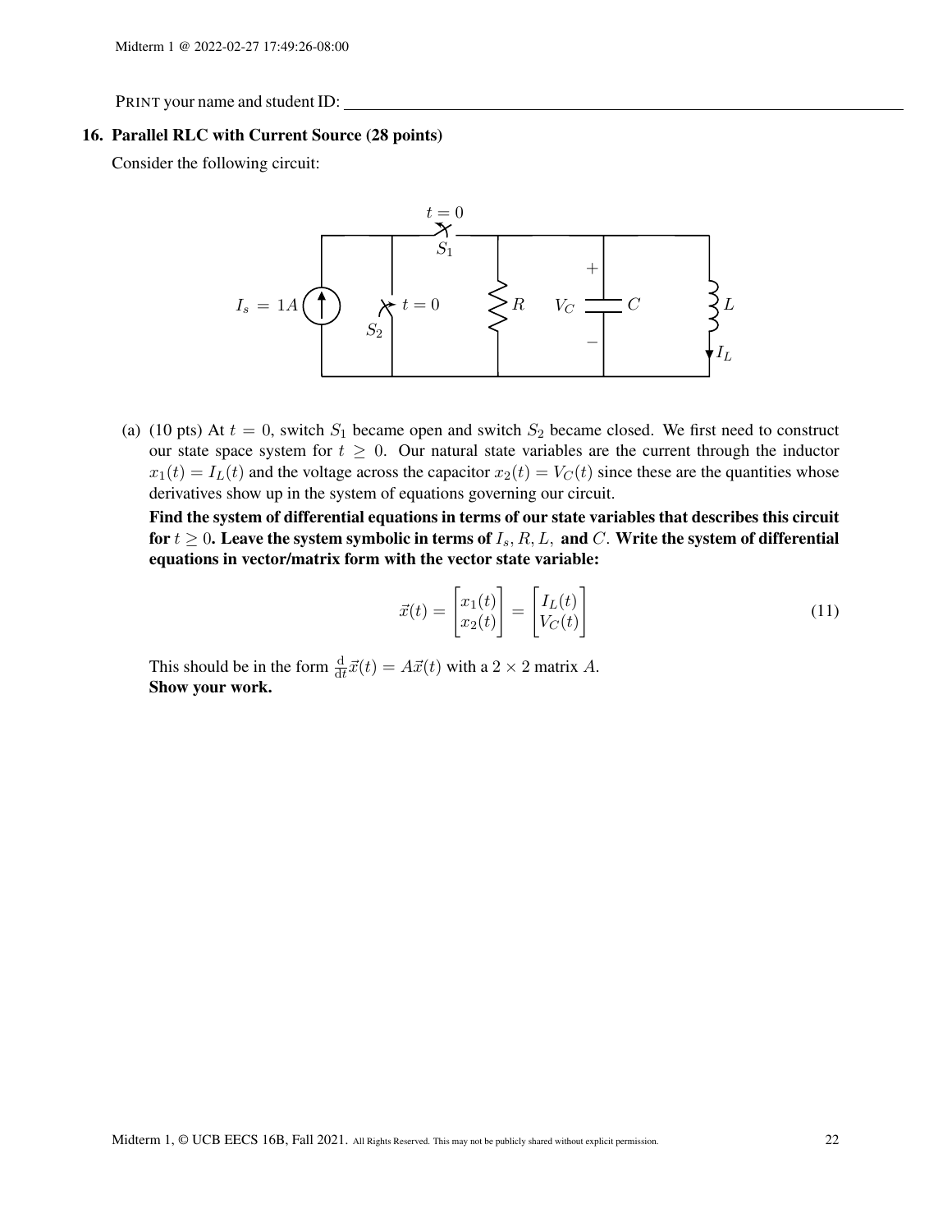PRINT your name and student ID: ______________________________

### 16. Parallel RLC with Current Source (28 points)

Consider the following circuit:

(a) (10 pts) At $t = 0$, switch $S_1$ became open and switch $S_2$ became closed. We first need to construct our state space system for $t \geq 0$. Our natural state variables are the current through the inductor $x_1(t) = I_L(t)$ and the voltage across the capacitor $x_2(t) = V_C(t)$ since these are the quantities whose derivatives show up in the system of equations governing our circuit.

**Find the system of differential equations in terms of our state variables that describes this circuit for $t \geq 0$. Leave the system symbolic in terms of $I_s, R, L,$ and $C$. Write the system of differential equations in vector/matrix form with the vector state variable:**

$$\vec{x}(t) = \begin{bmatrix} x_1(t) \\ x_2(t) \end{bmatrix} = \begin{bmatrix} I_L(t) \\ V_C(t) \end{bmatrix} \tag{11}$$

This should be in the form $\frac{\mathrm{d}}{\mathrm{d}t}\vec{x}(t) = A\vec{x}(t)$ with a $2 \times 2$ matrix $A$.
**Show your work.**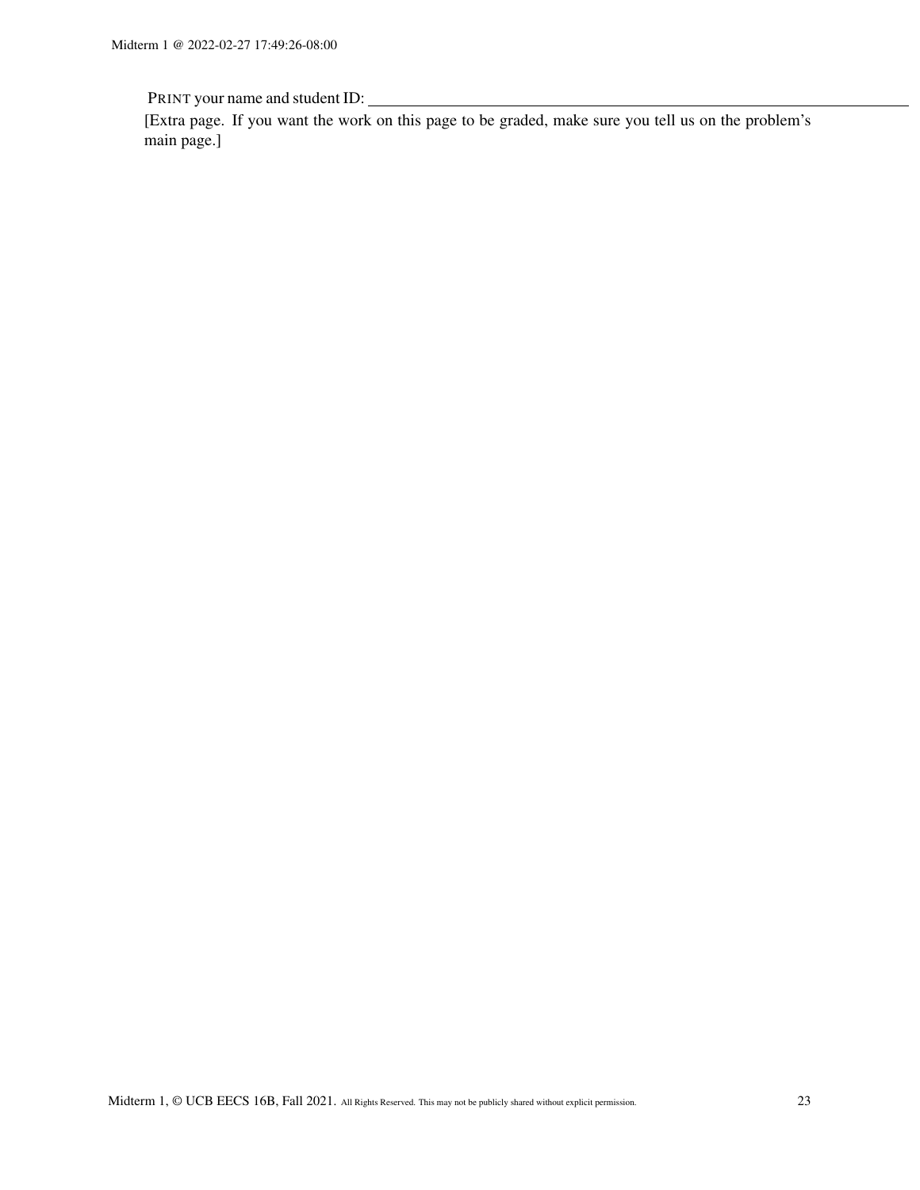PRINT your name and student ID: ____________________

[Extra page. If you want the work on this page to be graded, make sure you tell us on the problem's main page.]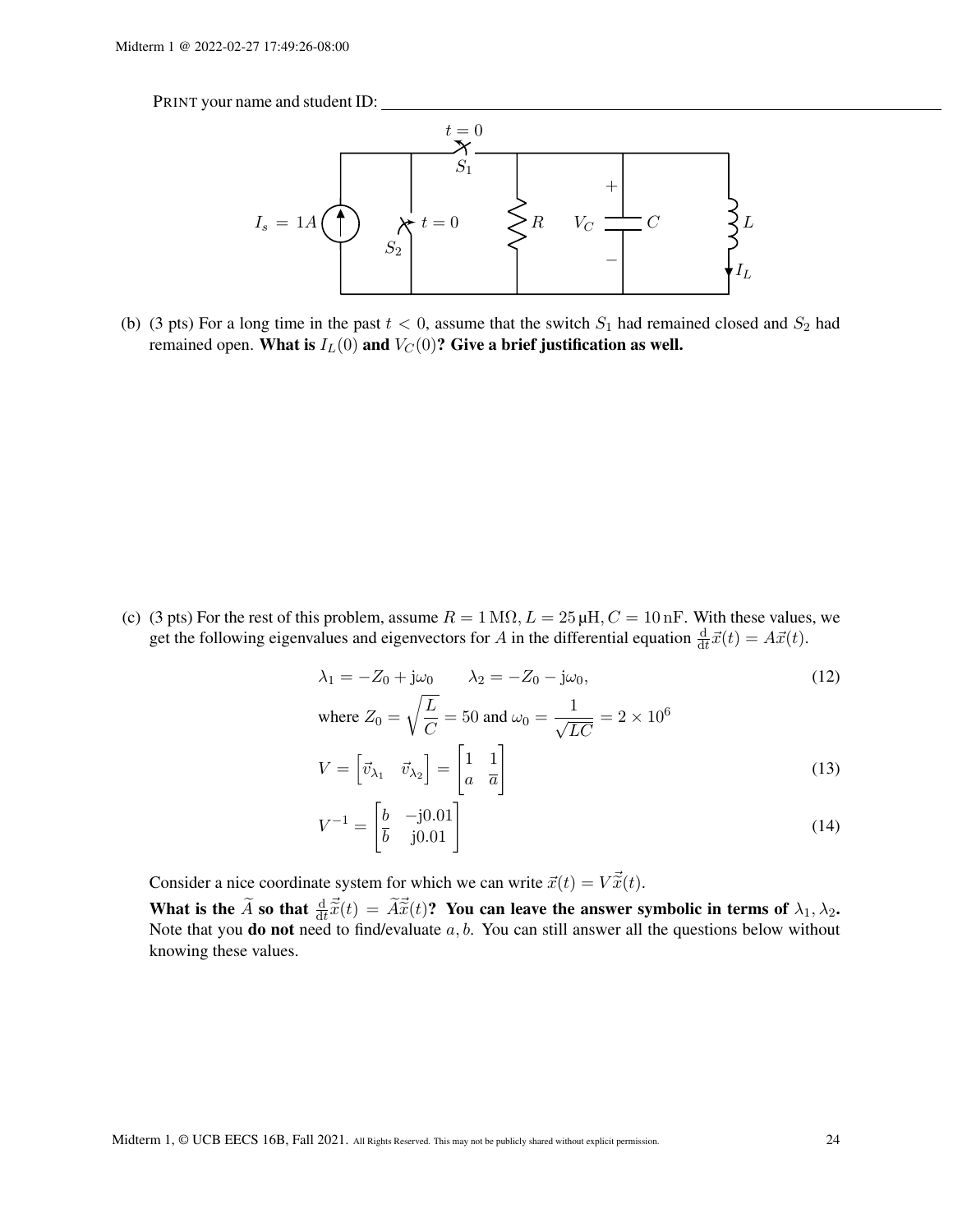PRINT your name and student ID: ____________________

(b) (3 pts) For a long time in the past $t < 0$, assume that the switch $S_1$ had remained closed and $S_2$ had remained open. **What is $I_L(0)$ and $V_C(0)$? Give a brief justification as well.**

(c) (3 pts) For the rest of this problem, assume $R = 1\,\mathrm{M\Omega}, L = 25\,\mathrm{\mu H}, C = 10\,\mathrm{nF}$. With these values, we get the following eigenvalues and eigenvectors for $A$ in the differential equation $\frac{\mathrm{d}}{\mathrm{d}t}\vec{x}(t) = A\vec{x}(t)$.

$$\lambda_1 = -Z_0 + \mathrm{j}\omega_0 \qquad \lambda_2 = -Z_0 - \mathrm{j}\omega_0, \tag{12}$$

$$\text{where } Z_0 = \sqrt{\frac{L}{C}} = 50 \text{ and } \omega_0 = \frac{1}{\sqrt{LC}} = 2 \times 10^6$$

$$V = \begin{bmatrix} \vec{v}_{\lambda_1} & \vec{v}_{\lambda_2} \end{bmatrix} = \begin{bmatrix} 1 & 1 \\ a & \overline{a} \end{bmatrix} \tag{13}$$

$$V^{-1} = \begin{bmatrix} b & -\mathrm{j}0.01 \\ \overline{b} & \mathrm{j}0.01 \end{bmatrix} \tag{14}$$

Consider a nice coordinate system for which we can write $\vec{x}(t) = V\vec{\widetilde{x}}(t)$.

**What is the $\widetilde{A}$ so that $\frac{\mathrm{d}}{\mathrm{d}t}\vec{\widetilde{x}}(t) = \widetilde{A}\vec{\widetilde{x}}(t)$? You can leave the answer symbolic in terms of $\lambda_1, \lambda_2$.** Note that you **do not** need to find/evaluate $a, b$. You can still answer all the questions below without knowing these values.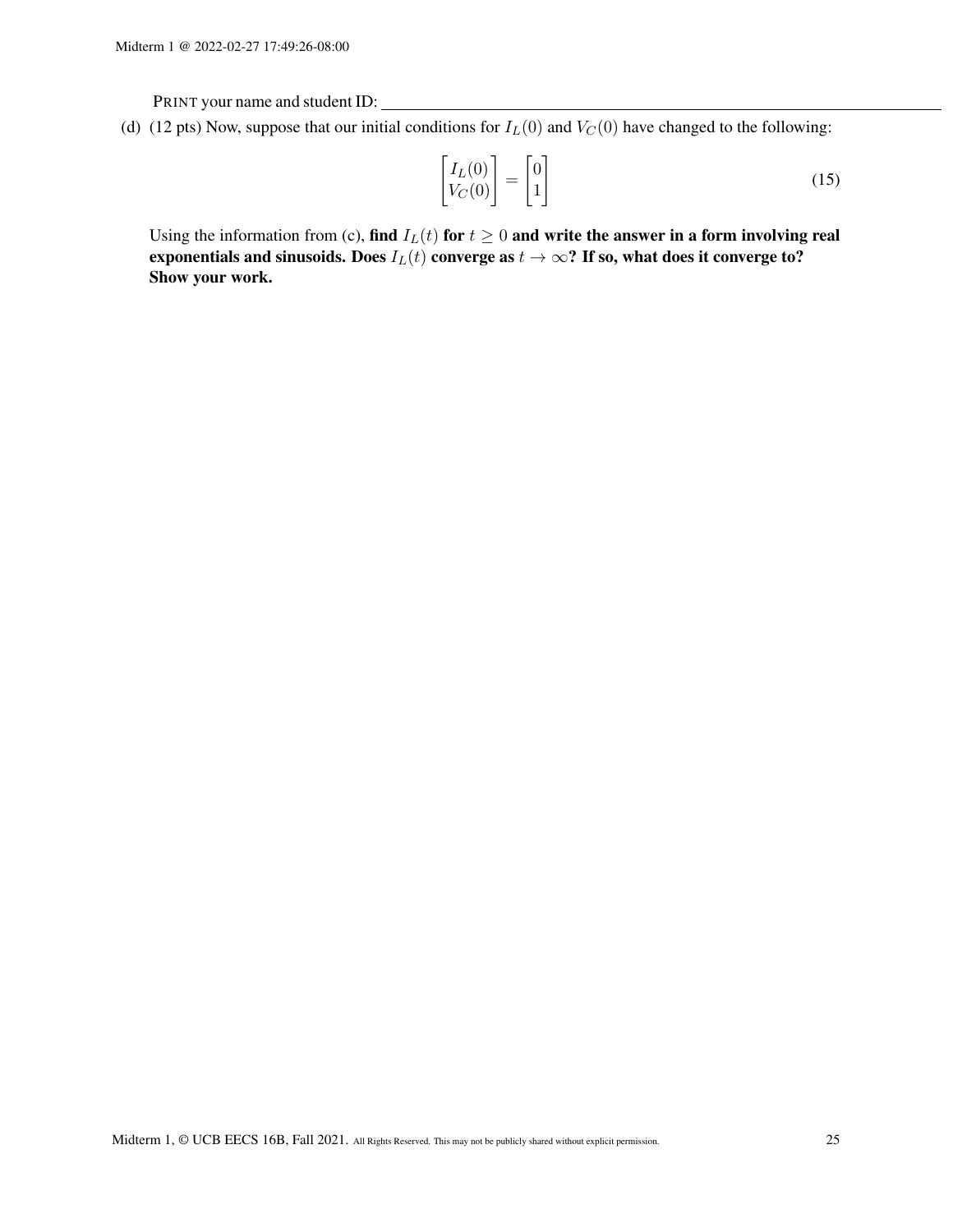PRINT your name and student ID: ____________________

(d) (12 pts) Now, suppose that our initial conditions for $I_L(0)$ and $V_C(0)$ have changed to the following:

$$\begin{bmatrix} I_L(0) \\ V_C(0) \end{bmatrix} = \begin{bmatrix} 0 \\ 1 \end{bmatrix} \tag{15}$$

Using the information from (c), **find $I_L(t)$ for $t \geq 0$ and write the answer in a form involving real exponentials and sinusoids. Does $I_L(t)$ converge as $t \to \infty$? If so, what does it converge to? Show your work.**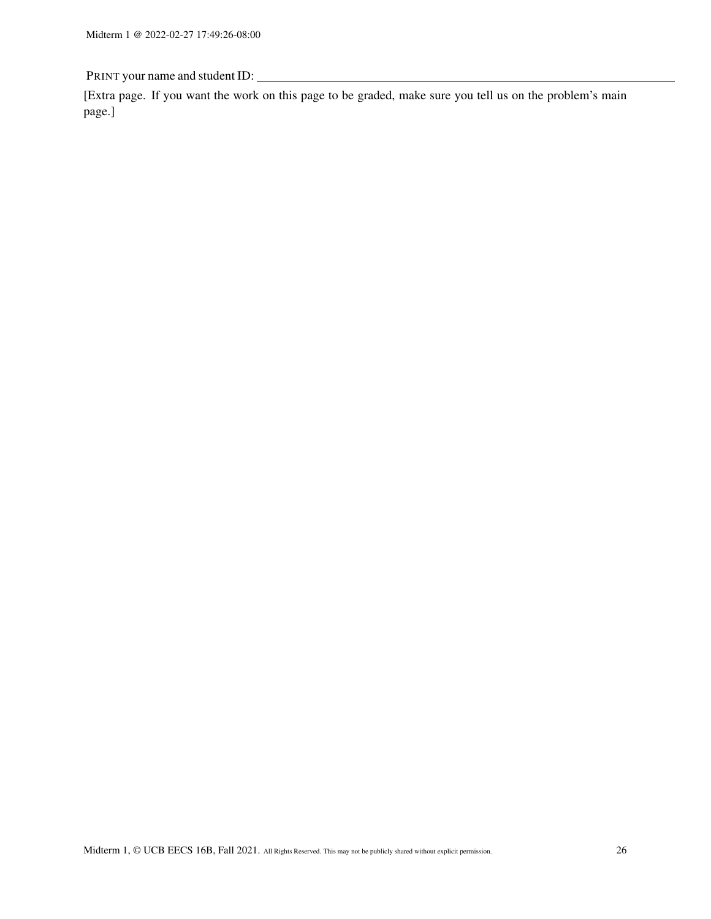PRINT your name and student ID: ____________________________________________

[Extra page. If you want the work on this page to be graded, make sure you tell us on the problem's main page.]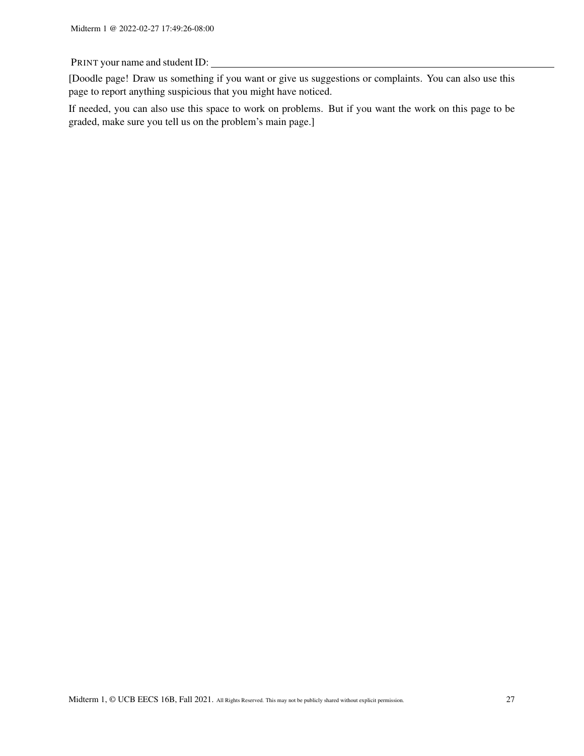PRINT your name and student ID: ____________________

[Doodle page! Draw us something if you want or give us suggestions or complaints. You can also use this page to report anything suspicious that you might have noticed.

If needed, you can also use this space to work on problems. But if you want the work on this page to be graded, make sure you tell us on the problem's main page.]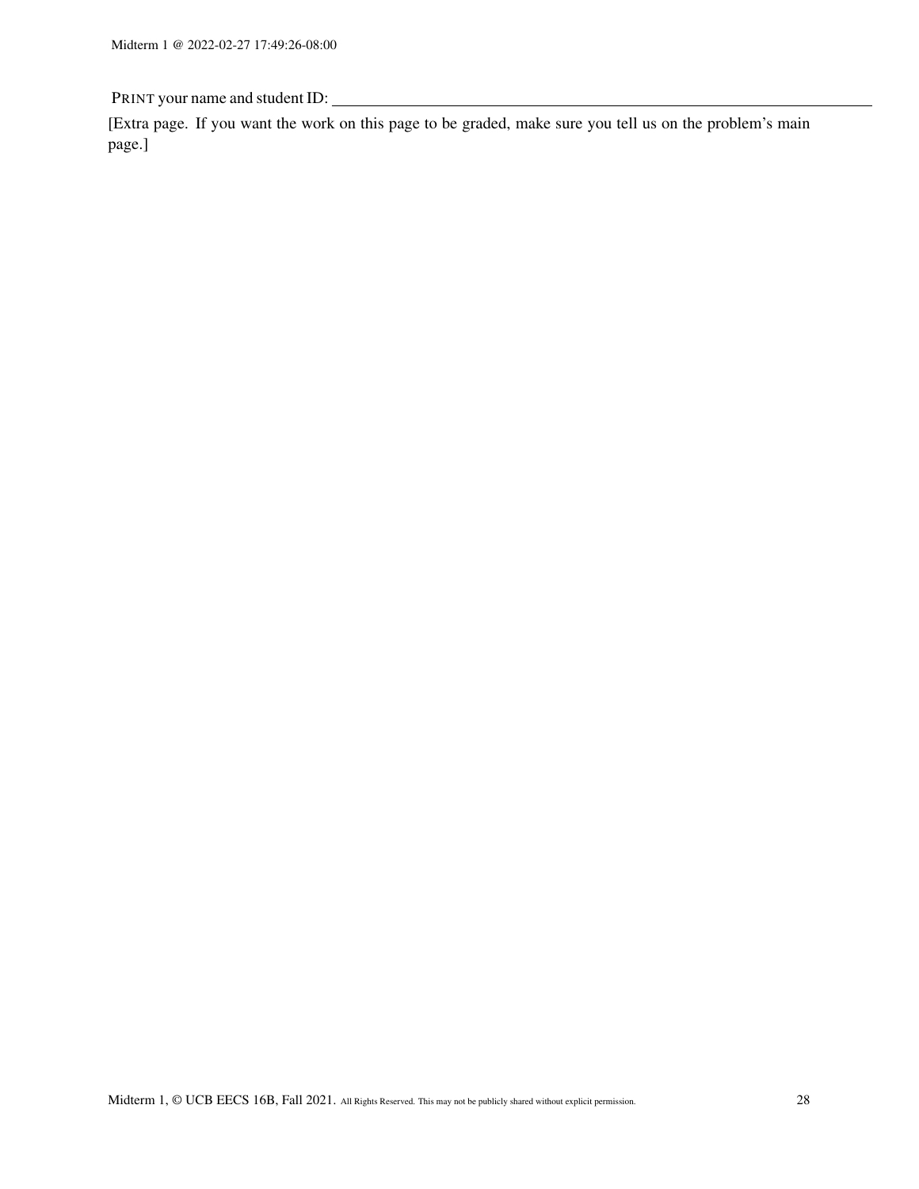PRINT your name and student ID: ____________________________________________

[Extra page. If you want the work on this page to be graded, make sure you tell us on the problem's main page.]